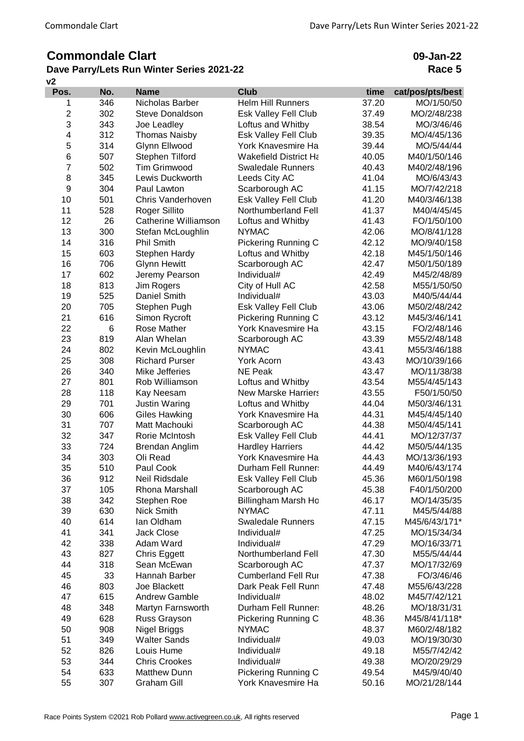# Commondale Clart

## Dave Parry/Lets Run Winter Series 2021-22

**09-Jan-22**

**Race 5**

v2

| Pos. | No. | Name | Club | time | cat/pos/pts/best |
|---|---|---|---|---|---|
| 1 | 346 | Nicholas Barber | Helm Hill Runners | 37.20 | MO/1/50/50 |
| 2 | 302 | Steve Donaldson | Esk Valley Fell Club | 37.49 | MO/2/48/238 |
| 3 | 343 | Joe Leadley | Loftus and Whitby | 38.54 | MO/3/46/46 |
| 4 | 312 | Thomas Naisby | Esk Valley Fell Club | 39.35 | MO/4/45/136 |
| 5 | 314 | Glynn Ellwood | York Knavesmire Ha | 39.44 | MO/5/44/44 |
| 6 | 507 | Stephen Tilford | Wakefield District Ha | 40.05 | M40/1/50/146 |
| 7 | 502 | Tim Grimwood | Swaledale Runners | 40.43 | M40/2/48/196 |
| 8 | 345 | Lewis Duckworth | Leeds City AC | 41.04 | MO/6/43/43 |
| 9 | 304 | Paul Lawton | Scarborough AC | 41.15 | MO/7/42/218 |
| 10 | 501 | Chris Vanderhoven | Esk Valley Fell Club | 41.20 | M40/3/46/138 |
| 11 | 528 | Roger Sillito | Northumberland Fell | 41.37 | M40/4/45/45 |
| 12 | 26 | Catherine Williamson | Loftus and Whitby | 41.43 | FO/1/50/100 |
| 13 | 300 | Stefan McLoughlin | NYMAC | 42.06 | MO/8/41/128 |
| 14 | 316 | Phil Smith | Pickering Running C | 42.12 | MO/9/40/158 |
| 15 | 603 | Stephen Hardy | Loftus and Whitby | 42.18 | M45/1/50/146 |
| 16 | 706 | Glynn Hewitt | Scarborough AC | 42.47 | M50/1/50/189 |
| 17 | 602 | Jeremy Pearson | Individual# | 42.49 | M45/2/48/89 |
| 18 | 813 | Jim Rogers | City of Hull AC | 42.58 | M55/1/50/50 |
| 19 | 525 | Daniel Smith | Individual# | 43.03 | M40/5/44/44 |
| 20 | 705 | Stephen Pugh | Esk Valley Fell Club | 43.06 | M50/2/48/242 |
| 21 | 616 | Simon Rycroft | Pickering Running C | 43.12 | M45/3/46/141 |
| 22 | 6 | Rose Mather | York Knavesmire Ha | 43.15 | FO/2/48/146 |
| 23 | 819 | Alan Whelan | Scarborough AC | 43.39 | M55/2/48/148 |
| 24 | 802 | Kevin McLoughlin | NYMAC | 43.41 | M55/3/46/188 |
| 25 | 308 | Richard Purser | York Acorn | 43.43 | MO/10/39/166 |
| 26 | 340 | Mike Jefferies | NE Peak | 43.47 | MO/11/38/38 |
| 27 | 801 | Rob Williamson | Loftus and Whitby | 43.54 | M55/4/45/143 |
| 28 | 118 | Kay Neesam | New Marske Harriers | 43.55 | F50/1/50/50 |
| 29 | 701 | Justin Waring | Loftus and Whitby | 44.04 | M50/3/46/131 |
| 30 | 606 | Giles Hawking | York Knavesmire Ha | 44.31 | M45/4/45/140 |
| 31 | 707 | Matt Machouki | Scarborough AC | 44.38 | M50/4/45/141 |
| 32 | 347 | Rorie McIntosh | Esk Valley Fell Club | 44.41 | MO/12/37/37 |
| 33 | 724 | Brendan Anglim | Hardley Harriers | 44.42 | M50/5/44/135 |
| 34 | 303 | Oli Read | York Knavesmire Ha | 44.43 | MO/13/36/193 |
| 35 | 510 | Paul Cook | Durham Fell Runners | 44.49 | M40/6/43/174 |
| 36 | 912 | Neil Ridsdale | Esk Valley Fell Club | 45.36 | M60/1/50/198 |
| 37 | 105 | Rhona Marshall | Scarborough AC | 45.38 | F40/1/50/200 |
| 38 | 342 | Stephen Roe | Billingham Marsh Ho | 46.17 | MO/14/35/35 |
| 39 | 630 | Nick Smith | NYMAC | 47.11 | M45/5/44/88 |
| 40 | 614 | Ian Oldham | Swaledale Runners | 47.15 | M45/6/43/171* |
| 41 | 341 | Jack Close | Individual# | 47.25 | MO/15/34/34 |
| 42 | 338 | Adam Ward | Individual# | 47.29 | MO/16/33/71 |
| 43 | 827 | Chris Eggett | Northumberland Fell | 47.30 | M55/5/44/44 |
| 44 | 318 | Sean McEwan | Scarborough AC | 47.37 | MO/17/32/69 |
| 45 | 33 | Hannah Barber | Cumberland Fell Rur | 47.38 | FO/3/46/46 |
| 46 | 803 | Joe Blackett | Dark Peak Fell Runn | 47.48 | M55/6/43/228 |
| 47 | 615 | Andrew Gamble | Individual# | 48.02 | M45/7/42/121 |
| 48 | 348 | Martyn Farnsworth | Durham Fell Runners | 48.26 | MO/18/31/31 |
| 49 | 628 | Russ Grayson | Pickering Running C | 48.36 | M45/8/41/118* |
| 50 | 908 | Nigel Briggs | NYMAC | 48.37 | M60/2/48/182 |
| 51 | 349 | Walter Sands | Individual# | 49.03 | MO/19/30/30 |
| 52 | 826 | Louis Hume | Individual# | 49.18 | M55/7/42/42 |
| 53 | 344 | Chris Crookes | Individual# | 49.38 | MO/20/29/29 |
| 54 | 633 | Matthew Dunn | Pickering Running C | 49.54 | M45/9/40/40 |
| 55 | 307 | Graham Gill | York Knavesmire Ha | 50.16 | MO/21/28/144 |

Race Points System ©2021 Rob Pollard www.activegreen.co.uk, All rights reserved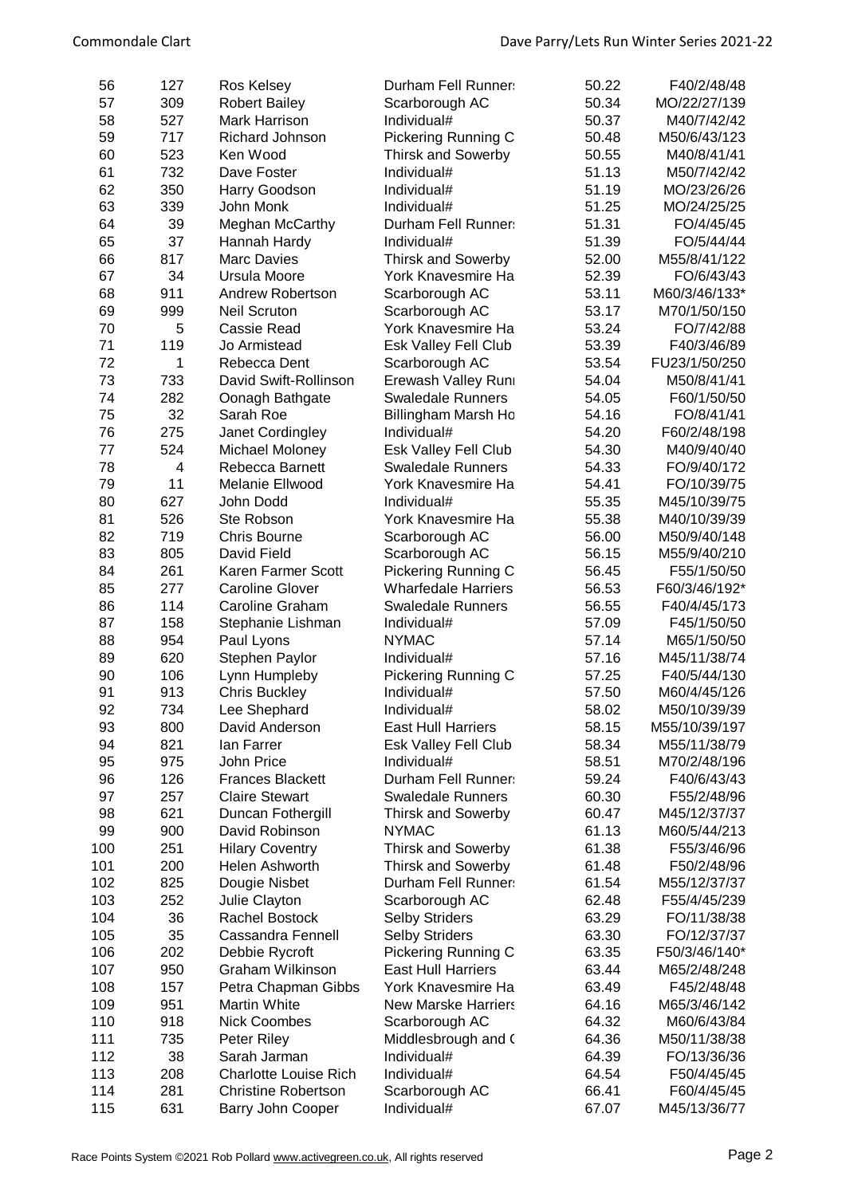| | | | | | |
|---|---|---|---|---|---|
| 56 | 127 | Ros Kelsey | Durham Fell Runner: | 50.22 | F40/2/48/48 |
| 57 | 309 | Robert Bailey | Scarborough AC | 50.34 | MO/22/27/139 |
| 58 | 527 | Mark Harrison | Individual# | 50.37 | M40/7/42/42 |
| 59 | 717 | Richard Johnson | Pickering Running C | 50.48 | M50/6/43/123 |
| 60 | 523 | Ken Wood | Thirsk and Sowerby | 50.55 | M40/8/41/41 |
| 61 | 732 | Dave Foster | Individual# | 51.13 | M50/7/42/42 |
| 62 | 350 | Harry Goodson | Individual# | 51.19 | MO/23/26/26 |
| 63 | 339 | John Monk | Individual# | 51.25 | MO/24/25/25 |
| 64 | 39 | Meghan McCarthy | Durham Fell Runner: | 51.31 | FO/4/45/45 |
| 65 | 37 | Hannah Hardy | Individual# | 51.39 | FO/5/44/44 |
| 66 | 817 | Marc Davies | Thirsk and Sowerby | 52.00 | M55/8/41/122 |
| 67 | 34 | Ursula Moore | York Knavesmire Ha | 52.39 | FO/6/43/43 |
| 68 | 911 | Andrew Robertson | Scarborough AC | 53.11 | M60/3/46/133* |
| 69 | 999 | Neil Scruton | Scarborough AC | 53.17 | M70/1/50/150 |
| 70 | 5 | Cassie Read | York Knavesmire Ha | 53.24 | FO/7/42/88 |
| 71 | 119 | Jo Armistead | Esk Valley Fell Club | 53.39 | F40/3/46/89 |
| 72 | 1 | Rebecca Dent | Scarborough AC | 53.54 | FU23/1/50/250 |
| 73 | 733 | David Swift-Rollinson | Erewash Valley Runi | 54.04 | M50/8/41/41 |
| 74 | 282 | Oonagh Bathgate | Swaledale Runners | 54.05 | F60/1/50/50 |
| 75 | 32 | Sarah Roe | Billingham Marsh Ho | 54.16 | FO/8/41/41 |
| 76 | 275 | Janet Cordingley | Individual# | 54.20 | F60/2/48/198 |
| 77 | 524 | Michael Moloney | Esk Valley Fell Club | 54.30 | M40/9/40/40 |
| 78 | 4 | Rebecca Barnett | Swaledale Runners | 54.33 | FO/9/40/172 |
| 79 | 11 | Melanie Ellwood | York Knavesmire Ha | 54.41 | FO/10/39/75 |
| 80 | 627 | John Dodd | Individual# | 55.35 | M45/10/39/75 |
| 81 | 526 | Ste Robson | York Knavesmire Ha | 55.38 | M40/10/39/39 |
| 82 | 719 | Chris Bourne | Scarborough AC | 56.00 | M50/9/40/148 |
| 83 | 805 | David Field | Scarborough AC | 56.15 | M55/9/40/210 |
| 84 | 261 | Karen Farmer Scott | Pickering Running C | 56.45 | F55/1/50/50 |
| 85 | 277 | Caroline Glover | Wharfedale Harriers | 56.53 | F60/3/46/192* |
| 86 | 114 | Caroline Graham | Swaledale Runners | 56.55 | F40/4/45/173 |
| 87 | 158 | Stephanie Lishman | Individual# | 57.09 | F45/1/50/50 |
| 88 | 954 | Paul Lyons | NYMAC | 57.14 | M65/1/50/50 |
| 89 | 620 | Stephen Paylor | Individual# | 57.16 | M45/11/38/74 |
| 90 | 106 | Lynn Humpleby | Pickering Running C | 57.25 | F40/5/44/130 |
| 91 | 913 | Chris Buckley | Individual# | 57.50 | M60/4/45/126 |
| 92 | 734 | Lee Shephard | Individual# | 58.02 | M50/10/39/39 |
| 93 | 800 | David Anderson | East Hull Harriers | 58.15 | M55/10/39/197 |
| 94 | 821 | Ian Farrer | Esk Valley Fell Club | 58.34 | M55/11/38/79 |
| 95 | 975 | John Price | Individual# | 58.51 | M70/2/48/196 |
| 96 | 126 | Frances Blackett | Durham Fell Runner: | 59.24 | F40/6/43/43 |
| 97 | 257 | Claire Stewart | Swaledale Runners | 60.30 | F55/2/48/96 |
| 98 | 621 | Duncan Fothergill | Thirsk and Sowerby | 60.47 | M45/12/37/37 |
| 99 | 900 | David Robinson | NYMAC | 61.13 | M60/5/44/213 |
| 100 | 251 | Hilary Coventry | Thirsk and Sowerby | 61.38 | F55/3/46/96 |
| 101 | 200 | Helen Ashworth | Thirsk and Sowerby | 61.48 | F50/2/48/96 |
| 102 | 825 | Dougie Nisbet | Durham Fell Runner: | 61.54 | M55/12/37/37 |
| 103 | 252 | Julie Clayton | Scarborough AC | 62.48 | F55/4/45/239 |
| 104 | 36 | Rachel Bostock | Selby Striders | 63.29 | FO/11/38/38 |
| 105 | 35 | Cassandra Fennell | Selby Striders | 63.30 | FO/12/37/37 |
| 106 | 202 | Debbie Rycroft | Pickering Running C | 63.35 | F50/3/46/140* |
| 107 | 950 | Graham Wilkinson | East Hull Harriers | 63.44 | M65/2/48/248 |
| 108 | 157 | Petra Chapman Gibbs | York Knavesmire Ha | 63.49 | F45/2/48/48 |
| 109 | 951 | Martin White | New Marske Harriers | 64.16 | M65/3/46/142 |
| 110 | 918 | Nick Coombes | Scarborough AC | 64.32 | M60/6/43/84 |
| 111 | 735 | Peter Riley | Middlesbrough and ( | 64.36 | M50/11/38/38 |
| 112 | 38 | Sarah Jarman | Individual# | 64.39 | FO/13/36/36 |
| 113 | 208 | Charlotte Louise Rich | Individual# | 64.54 | F50/4/45/45 |
| 114 | 281 | Christine Robertson | Scarborough AC | 66.41 | F60/4/45/45 |
| 115 | 631 | Barry John Cooper | Individual# | 67.07 | M45/13/36/77 |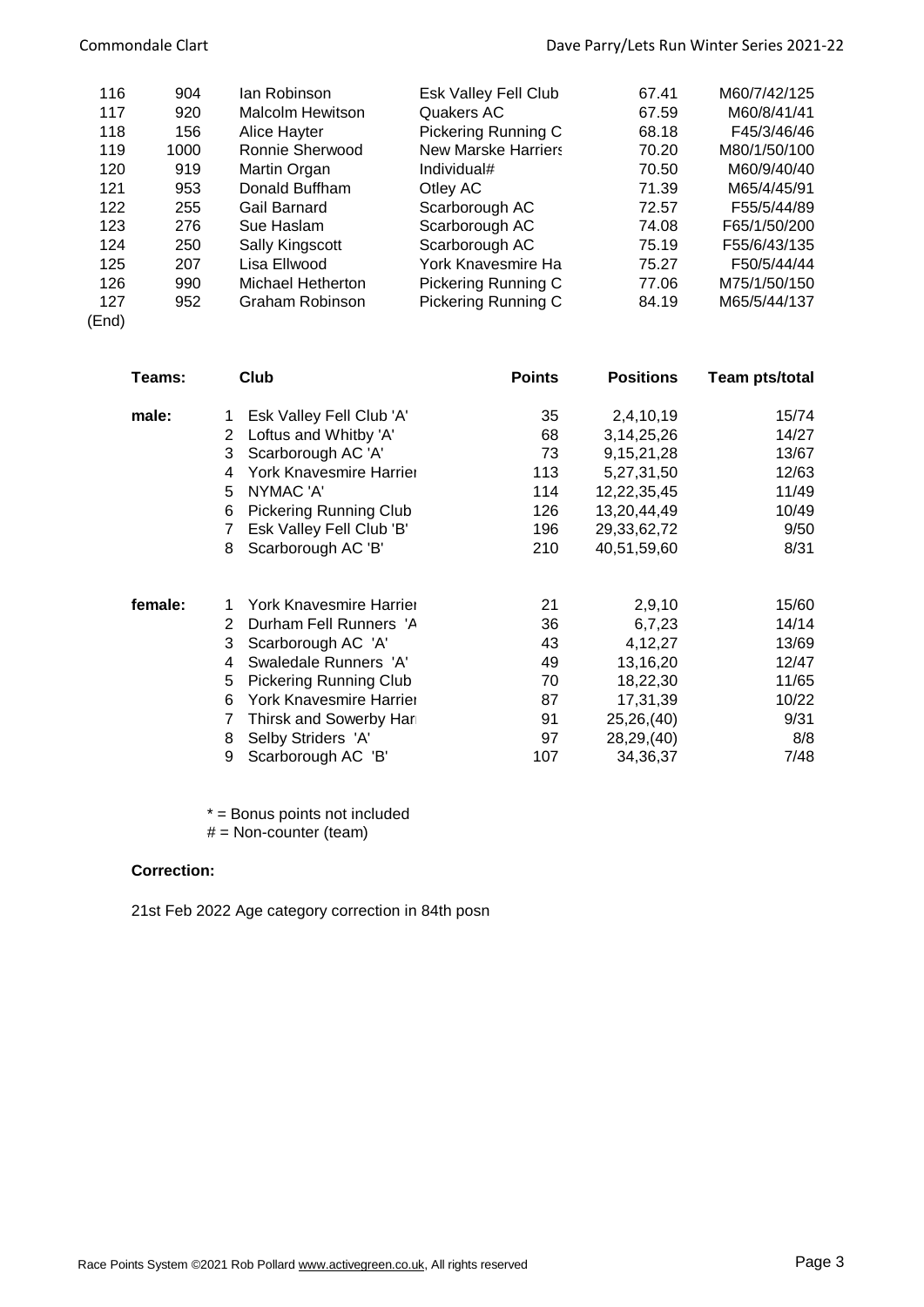| | | | | | |
|---|---|---|---|---|---|
| 116 | 904 | Ian Robinson | Esk Valley Fell Club | 67.41 | M60/7/42/125 |
| 117 | 920 | Malcolm Hewitson | Quakers AC | 67.59 | M60/8/41/41 |
| 118 | 156 | Alice Hayter | Pickering Running C | 68.18 | F45/3/46/46 |
| 119 | 1000 | Ronnie Sherwood | New Marske Harriers | 70.20 | M80/1/50/100 |
| 120 | 919 | Martin Organ | Individual# | 70.50 | M60/9/40/40 |
| 121 | 953 | Donald Buffham | Otley AC | 71.39 | M65/4/45/91 |
| 122 | 255 | Gail Barnard | Scarborough AC | 72.57 | F55/5/44/89 |
| 123 | 276 | Sue Haslam | Scarborough AC | 74.08 | F65/1/50/200 |
| 124 | 250 | Sally Kingscott | Scarborough AC | 75.19 | F55/6/43/135 |
| 125 | 207 | Lisa Ellwood | York Knavesmire Ha | 75.27 | F50/5/44/44 |
| 126 | 990 | Michael Hetherton | Pickering Running C | 77.06 | M75/1/50/150 |
| 127 | 952 | Graham Robinson | Pickering Running C | 84.19 | M65/5/44/137 |

(End)

| Teams: | | Club | Points | Positions | Team pts/total |
|---|---|---|---|---|---|
| male: | 1 | Esk Valley Fell Club 'A' | 35 | 2,4,10,19 | 15/74 |
| | 2 | Loftus and Whitby 'A' | 68 | 3,14,25,26 | 14/27 |
| | 3 | Scarborough AC 'A' | 73 | 9,15,21,28 | 13/67 |
| | 4 | York Knavesmire Harrier | 113 | 5,27,31,50 | 12/63 |
| | 5 | NYMAC 'A' | 114 | 12,22,35,45 | 11/49 |
| | 6 | Pickering Running Club | 126 | 13,20,44,49 | 10/49 |
| | 7 | Esk Valley Fell Club 'B' | 196 | 29,33,62,72 | 9/50 |
| | 8 | Scarborough AC 'B' | 210 | 40,51,59,60 | 8/31 |
| female: | 1 | York Knavesmire Harrier | 21 | 2,9,10 | 15/60 |
| | 2 | Durham Fell Runners 'A | 36 | 6,7,23 | 14/14 |
| | 3 | Scarborough AC 'A' | 43 | 4,12,27 | 13/69 |
| | 4 | Swaledale Runners 'A' | 49 | 13,16,20 | 12/47 |
| | 5 | Pickering Running Club | 70 | 18,22,30 | 11/65 |
| | 6 | York Knavesmire Harrier | 87 | 17,31,39 | 10/22 |
| | 7 | Thirsk and Sowerby Har | 91 | 25,26,(40) | 9/31 |
| | 8 | Selby Striders 'A' | 97 | 28,29,(40) | 8/8 |
| | 9 | Scarborough AC 'B' | 107 | 34,36,37 | 7/48 |

* = Bonus points not included
# = Non-counter (team)

**Correction:**

21st Feb 2022 Age category correction in 84th posn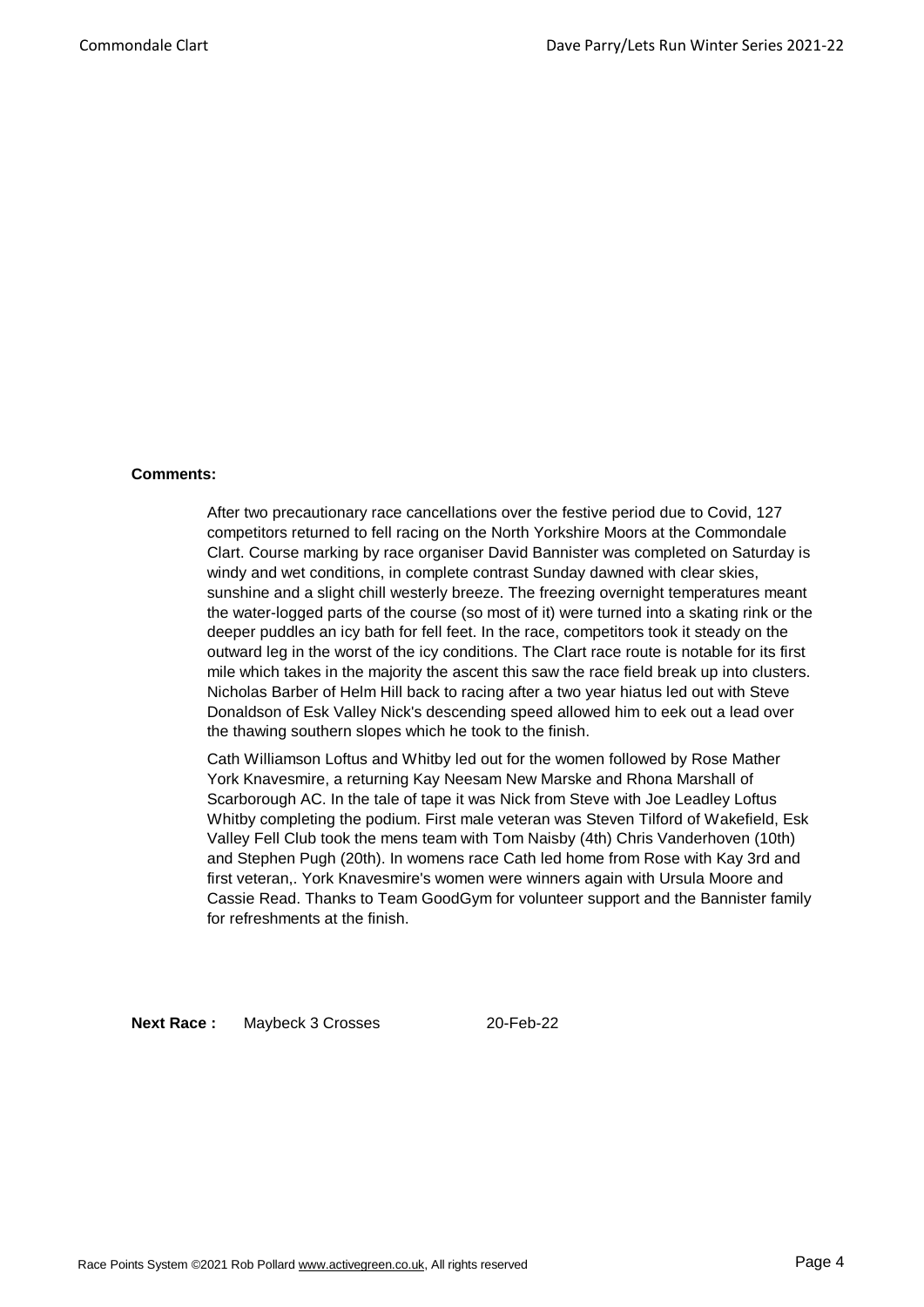**Comments:**

After two precautionary race cancellations over the festive period due to Covid, 127 competitors returned to fell racing on the North Yorkshire Moors at the Commondale Clart. Course marking by race organiser David Bannister was completed on Saturday is windy and wet conditions, in complete contrast Sunday dawned with clear skies, sunshine and a slight chill westerly breeze. The freezing overnight temperatures meant the water-logged parts of the course (so most of it) were turned into a skating rink or the deeper puddles an icy bath for fell feet. In the race, competitors took it steady on the outward leg in the worst of the icy conditions. The Clart race route is notable for its first mile which takes in the majority the ascent this saw the race field break up into clusters. Nicholas Barber of Helm Hill back to racing after a two year hiatus led out with Steve Donaldson of Esk Valley Nick's descending speed allowed him to eek out a lead over the thawing southern slopes which he took to the finish.

Cath Williamson Loftus and Whitby led out for the women followed by Rose Mather York Knavesmire, a returning Kay Neesam New Marske and Rhona Marshall of Scarborough AC. In the tale of tape it was Nick from Steve with Joe Leadley Loftus Whitby completing the podium. First male veteran was Steven Tilford of Wakefield, Esk Valley Fell Club took the mens team with Tom Naisby (4th) Chris Vanderhoven (10th) and Stephen Pugh (20th). In womens race Cath led home from Rose with Kay 3rd and first veteran,. York Knavesmire's women were winners again with Ursula Moore and Cassie Read. Thanks to Team GoodGym for volunteer support and the Bannister family for refreshments at the finish.

**Next Race :** Maybeck 3 Crosses 20-Feb-22